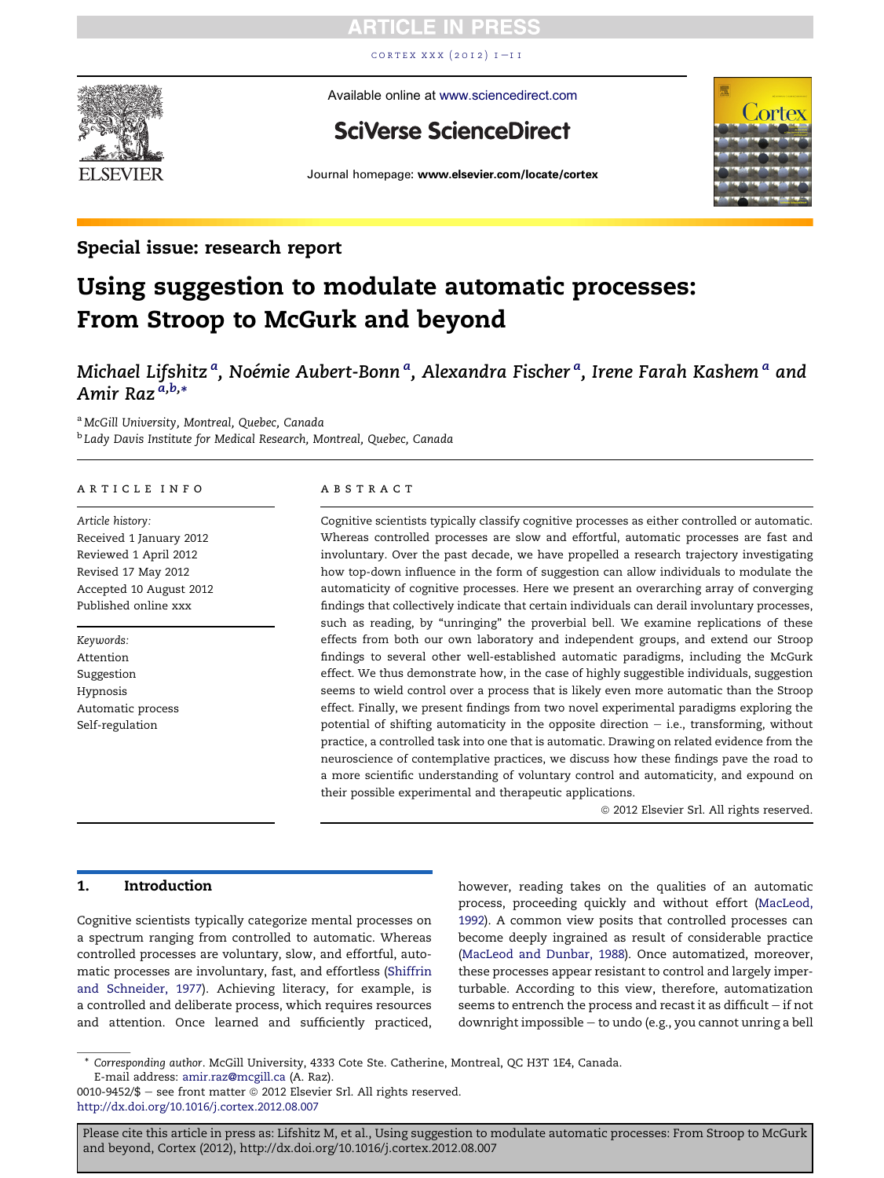Special issue: research report

# Using suggestion to modulate automatic processes: From Stroop to McGurk and beyond

Michael Lifshitz [a], Noémie Aubert-Bonn [a], Alexandra Fischer [a], Irene Farah Kashem [a] and Amir Raz [a,b,*]

[a] McGill University, Montreal, Quebec, Canada
[b] Lady Davis Institute for Medical Research, Montreal, Quebec, Canada

**ARTICLE INFO**

*Article history:*
Received 1 January 2012
Reviewed 1 April 2012
Revised 17 May 2012
Accepted 10 August 2012
Published online xxx

*Keywords:*
Attention
Suggestion
Hypnosis
Automatic process
Self-regulation

**ABSTRACT**

Cognitive scientists typically classify cognitive processes as either controlled or automatic. Whereas controlled processes are slow and effortful, automatic processes are fast and involuntary. Over the past decade, we have propelled a research trajectory investigating how top-down influence in the form of suggestion can allow individuals to modulate the automaticity of cognitive processes. Here we present an overarching array of converging findings that collectively indicate that certain individuals can derail involuntary processes, such as reading, by "unringing" the proverbial bell. We examine replications of these effects from both our own laboratory and independent groups, and extend our Stroop findings to several other well-established automatic paradigms, including the McGurk effect. We thus demonstrate how, in the case of highly suggestible individuals, suggestion seems to wield control over a process that is likely even more automatic than the Stroop effect. Finally, we present findings from two novel experimental paradigms exploring the potential of shifting automaticity in the opposite direction – i.e., transforming, without practice, a controlled task into one that is automatic. Drawing on related evidence from the neuroscience of contemplative practices, we discuss how these findings pave the road to a more scientific understanding of voluntary control and automaticity, and expound on their possible experimental and therapeutic applications.

© 2012 Elsevier Srl. All rights reserved.

## 1. Introduction

Cognitive scientists typically categorize mental processes on a spectrum ranging from controlled to automatic. Whereas controlled processes are voluntary, slow, and effortful, automatic processes are involuntary, fast, and effortless (Shiffrin and Schneider, 1977). Achieving literacy, for example, is a controlled and deliberate process, which requires resources and attention. Once learned and sufficiently practiced, however, reading takes on the qualities of an automatic process, proceeding quickly and without effort (MacLeod, 1992). A common view posits that controlled processes can become deeply ingrained as result of considerable practice (MacLeod and Dunbar, 1988). Once automatized, moreover, these processes appear resistant to control and largely imperturbable. According to this view, therefore, automatization seems to entrench the process and recast it as difficult – if not downright impossible – to undo (e.g., you cannot unring a bell

* *Corresponding author*. McGill University, 4333 Cote Ste. Catherine, Montreal, QC H3T 1E4, Canada.
E-mail address: amir.raz@mcgill.ca (A. Raz).
0010-9452/$ – see front matter © 2012 Elsevier Srl. All rights reserved.
http://dx.doi.org/10.1016/j.cortex.2012.08.007

Please cite this article in press as: Lifshitz M, et al., Using suggestion to modulate automatic processes: From Stroop to McGurk and beyond, Cortex (2012), http://dx.doi.org/10.1016/j.cortex.2012.08.007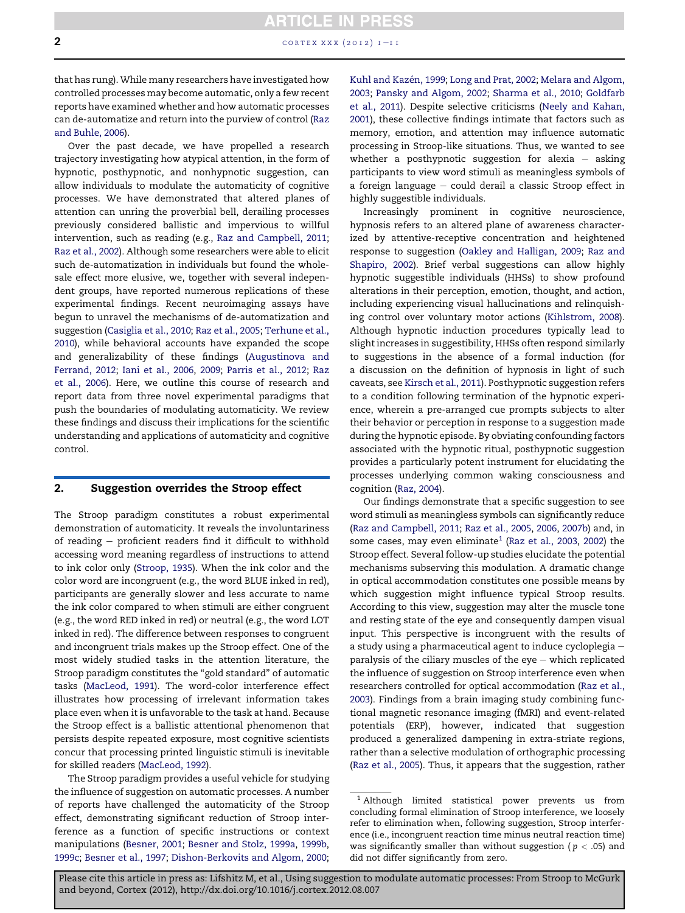that has rung). While many researchers have investigated how controlled processes may become automatic, only a few recent reports have examined whether and how automatic processes can de-automatize and return into the purview of control (Raz and Buhle, 2006).

Over the past decade, we have propelled a research trajectory investigating how atypical attention, in the form of hypnotic, posthypnotic, and nonhypnotic suggestion, can allow individuals to modulate the automaticity of cognitive processes. We have demonstrated that altered planes of attention can unring the proverbial bell, derailing processes previously considered ballistic and impervious to willful intervention, such as reading (e.g., Raz and Campbell, 2011; Raz et al., 2002). Although some researchers were able to elicit such de-automatization in individuals but found the wholesale effect more elusive, we, together with several independent groups, have reported numerous replications of these experimental findings. Recent neuroimaging assays have begun to unravel the mechanisms of de-automatization and suggestion (Casiglia et al., 2010; Raz et al., 2005; Terhune et al., 2010), while behavioral accounts have expanded the scope and generalizability of these findings (Augustinova and Ferrand, 2012; Iani et al., 2006, 2009; Parris et al., 2012; Raz et al., 2006). Here, we outline this course of research and report data from three novel experimental paradigms that push the boundaries of modulating automaticity. We review these findings and discuss their implications for the scientific understanding and applications of automaticity and cognitive control.

## 2. Suggestion overrides the Stroop effect

The Stroop paradigm constitutes a robust experimental demonstration of automaticity. It reveals the involuntariness of reading – proficient readers find it difficult to withhold accessing word meaning regardless of instructions to attend to ink color only (Stroop, 1935). When the ink color and the color word are incongruent (e.g., the word BLUE inked in red), participants are generally slower and less accurate to name the ink color compared to when stimuli are either congruent (e.g., the word RED inked in red) or neutral (e.g., the word LOT inked in red). The difference between responses to congruent and incongruent trials makes up the Stroop effect. One of the most widely studied tasks in the attention literature, the Stroop paradigm constitutes the "gold standard" of automatic tasks (MacLeod, 1991). The word-color interference effect illustrates how processing of irrelevant information takes place even when it is unfavorable to the task at hand. Because the Stroop effect is a ballistic attentional phenomenon that persists despite repeated exposure, most cognitive scientists concur that processing printed linguistic stimuli is inevitable for skilled readers (MacLeod, 1992).

The Stroop paradigm provides a useful vehicle for studying the influence of suggestion on automatic processes. A number of reports have challenged the automaticity of the Stroop effect, demonstrating significant reduction of Stroop interference as a function of specific instructions or context manipulations (Besner, 2001; Besner and Stolz, 1999a, 1999b, 1999c; Besner et al., 1997; Dishon-Berkovits and Algom, 2000; Kuhl and Kazén, 1999; Long and Prat, 2002; Melara and Algom, 2003; Pansky and Algom, 2002; Sharma et al., 2010; Goldfarb et al., 2011). Despite selective criticisms (Neely and Kahan, 2001), these collective findings intimate that factors such as memory, emotion, and attention may influence automatic processing in Stroop-like situations. Thus, we wanted to see whether a posthypnotic suggestion for alexia – asking participants to view word stimuli as meaningless symbols of a foreign language – could derail a classic Stroop effect in highly suggestible individuals.

Increasingly prominent in cognitive neuroscience, hypnosis refers to an altered plane of awareness characterized by attentive-receptive concentration and heightened response to suggestion (Oakley and Halligan, 2009; Raz and Shapiro, 2002). Brief verbal suggestions can allow highly hypnotic suggestible individuals (HHSs) to show profound alterations in their perception, emotion, thought, and action, including experiencing visual hallucinations and relinquishing control over voluntary motor actions (Kihlstrom, 2008). Although hypnotic induction procedures typically lead to slight increases in suggestibility, HHSs often respond similarly to suggestions in the absence of a formal induction (for a discussion on the definition of hypnosis in light of such caveats, see Kirsch et al., 2011). Posthypnotic suggestion refers to a condition following termination of the hypnotic experience, wherein a pre-arranged cue prompts subjects to alter their behavior or perception in response to a suggestion made during the hypnotic episode. By obviating confounding factors associated with the hypnotic ritual, posthypnotic suggestion provides a particularly potent instrument for elucidating the processes underlying common waking consciousness and cognition (Raz, 2004).

Our findings demonstrate that a specific suggestion to see word stimuli as meaningless symbols can significantly reduce (Raz and Campbell, 2011; Raz et al., 2005, 2006, 2007b) and, in some cases, may even eliminate[1] (Raz et al., 2003, 2002) the Stroop effect. Several follow-up studies elucidate the potential mechanisms subserving this modulation. A dramatic change in optical accommodation constitutes one possible means by which suggestion might influence typical Stroop results. According to this view, suggestion may alter the muscle tone and resting state of the eye and consequently dampen visual input. This perspective is incongruent with the results of a study using a pharmaceutical agent to induce cycloplegia – paralysis of the ciliary muscles of the eye – which replicated the influence of suggestion on Stroop interference even when researchers controlled for optical accommodation (Raz et al., 2003). Findings from a brain imaging study combining functional magnetic resonance imaging (fMRI) and event-related potentials (ERP), however, indicated that suggestion produced a generalized dampening in extra-striate regions, rather than a selective modulation of orthographic processing (Raz et al., 2005). Thus, it appears that the suggestion, rather

[1] Although limited statistical power prevents us from concluding formal elimination of Stroop interference, we loosely refer to elimination when, following suggestion, Stroop interference (i.e., incongruent reaction time minus neutral reaction time) was significantly smaller than without suggestion ($p < .05$) and did not differ significantly from zero.

Please cite this article in press as: Lifshitz M, et al., Using suggestion to modulate automatic processes: From Stroop to McGurk and beyond, Cortex (2012), http://dx.doi.org/10.1016/j.cortex.2012.08.007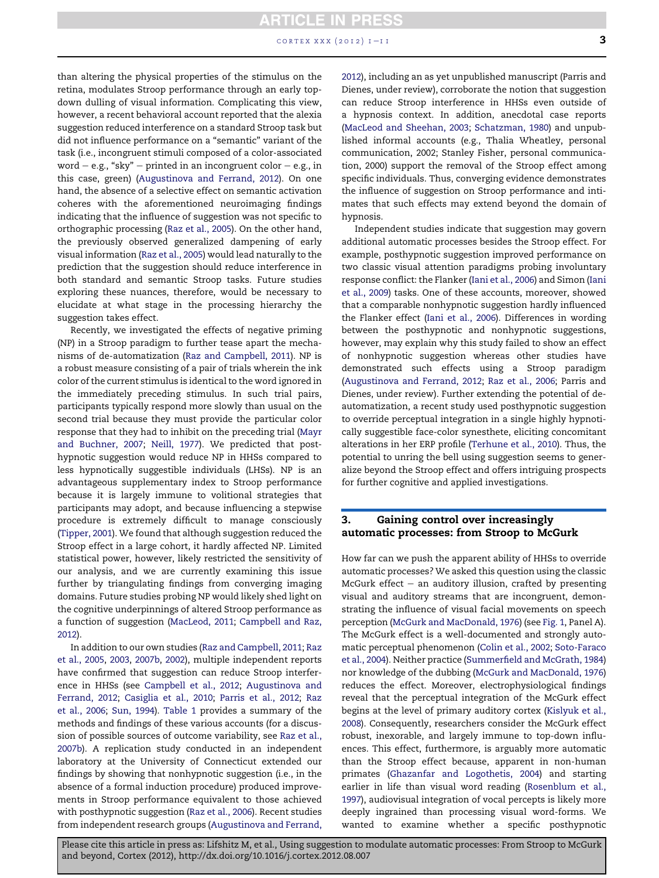than altering the physical properties of the stimulus on the retina, modulates Stroop performance through an early top-down dulling of visual information. Complicating this view, however, a recent behavioral account reported that the alexia suggestion reduced interference on a standard Stroop task but did not influence performance on a "semantic" variant of the task (i.e., incongruent stimuli composed of a color-associated word – e.g., "sky" – printed in an incongruent color – e.g., in this case, green) (Augustinova and Ferrand, 2012). On one hand, the absence of a selective effect on semantic activation coheres with the aforementioned neuroimaging findings indicating that the influence of suggestion was not specific to orthographic processing (Raz et al., 2005). On the other hand, the previously observed generalized dampening of early visual information (Raz et al., 2005) would lead naturally to the prediction that the suggestion should reduce interference in both standard and semantic Stroop tasks. Future studies exploring these nuances, therefore, would be necessary to elucidate at what stage in the processing hierarchy the suggestion takes effect.

Recently, we investigated the effects of negative priming (NP) in a Stroop paradigm to further tease apart the mechanisms of de-automatization (Raz and Campbell, 2011). NP is a robust measure consisting of a pair of trials wherein the ink color of the current stimulus is identical to the word ignored in the immediately preceding stimulus. In such trial pairs, participants typically respond more slowly than usual on the second trial because they must provide the particular color response that they had to inhibit on the preceding trial (Mayr and Buchner, 2007; Neill, 1977). We predicted that posthypnotic suggestion would reduce NP in HHSs compared to less hypnotically suggestible individuals (LHSs). NP is an advantageous supplementary index to Stroop performance because it is largely immune to volitional strategies that participants may adopt, and because influencing a stepwise procedure is extremely difficult to manage consciously (Tipper, 2001). We found that although suggestion reduced the Stroop effect in a large cohort, it hardly affected NP. Limited statistical power, however, likely restricted the sensitivity of our analysis, and we are currently examining this issue further by triangulating findings from converging imaging domains. Future studies probing NP would likely shed light on the cognitive underpinnings of altered Stroop performance as a function of suggestion (MacLeod, 2011; Campbell and Raz, 2012).

In addition to our own studies (Raz and Campbell, 2011; Raz et al., 2005, 2003, 2007b, 2002), multiple independent reports have confirmed that suggestion can reduce Stroop interference in HHSs (see Campbell et al., 2012; Augustinova and Ferrand, 2012; Casiglia et al., 2010; Parris et al., 2012; Raz et al., 2006; Sun, 1994). Table 1 provides a summary of the methods and findings of these various accounts (for a discussion of possible sources of outcome variability, see Raz et al., 2007b). A replication study conducted in an independent laboratory at the University of Connecticut extended our findings by showing that nonhypnotic suggestion (i.e., in the absence of a formal induction procedure) produced improvements in Stroop performance equivalent to those achieved with posthypnotic suggestion (Raz et al., 2006). Recent studies from independent research groups (Augustinova and Ferrand, 2012), including an as yet unpublished manuscript (Parris and Dienes, under review), corroborate the notion that suggestion can reduce Stroop interference in HHSs even outside of a hypnosis context. In addition, anecdotal case reports (MacLeod and Sheehan, 2003; Schatzman, 1980) and unpublished informal accounts (e.g., Thalia Wheatley, personal communication, 2002; Stanley Fisher, personal communication, 2000) support the removal of the Stroop effect among specific individuals. Thus, converging evidence demonstrates the influence of suggestion on Stroop performance and intimates that such effects may extend beyond the domain of hypnosis.

Independent studies indicate that suggestion may govern additional automatic processes besides the Stroop effect. For example, posthypnotic suggestion improved performance on two classic visual attention paradigms probing involuntary response conflict: the Flanker (Iani et al., 2006) and Simon (Iani et al., 2009) tasks. One of these accounts, moreover, showed that a comparable nonhypnotic suggestion hardly influenced the Flanker effect (Iani et al., 2006). Differences in wording between the posthypnotic and nonhypnotic suggestions, however, may explain why this study failed to show an effect of nonhypnotic suggestion whereas other studies have demonstrated such effects using a Stroop paradigm (Augustinova and Ferrand, 2012; Raz et al., 2006; Parris and Dienes, under review). Further extending the potential of de-automatization, a recent study used posthypnotic suggestion to override perceptual integration in a single highly hypnotically suggestible face-color synesthete, eliciting concomitant alterations in her ERP profile (Terhune et al., 2010). Thus, the potential to unring the bell using suggestion seems to generalize beyond the Stroop effect and offers intriguing prospects for further cognitive and applied investigations.

## 3. Gaining control over increasingly automatic processes: from Stroop to McGurk

How far can we push the apparent ability of HHSs to override automatic processes? We asked this question using the classic McGurk effect – an auditory illusion, crafted by presenting visual and auditory streams that are incongruent, demonstrating the influence of visual facial movements on speech perception (McGurk and MacDonald, 1976) (see Fig. 1, Panel A). The McGurk effect is a well-documented and strongly automatic perceptual phenomenon (Colin et al., 2002; Soto-Faraco et al., 2004). Neither practice (Summerfield and McGrath, 1984) nor knowledge of the dubbing (McGurk and MacDonald, 1976) reduces the effect. Moreover, electrophysiological findings reveal that the perceptual integration of the McGurk effect begins at the level of primary auditory cortex (Kislyuk et al., 2008). Consequently, researchers consider the McGurk effect robust, inexorable, and largely immune to top-down influences. This effect, furthermore, is arguably more automatic than the Stroop effect because, apparent in non-human primates (Ghazanfar and Logothetis, 2004) and starting earlier in life than visual word reading (Rosenblum et al., 1997), audiovisual integration of vocal percepts is likely more deeply ingrained than processing visual word-forms. We wanted to examine whether a specific posthypnotic

Please cite this article in press as: Lifshitz M, et al., Using suggestion to modulate automatic processes: From Stroop to McGurk and beyond, Cortex (2012), http://dx.doi.org/10.1016/j.cortex.2012.08.007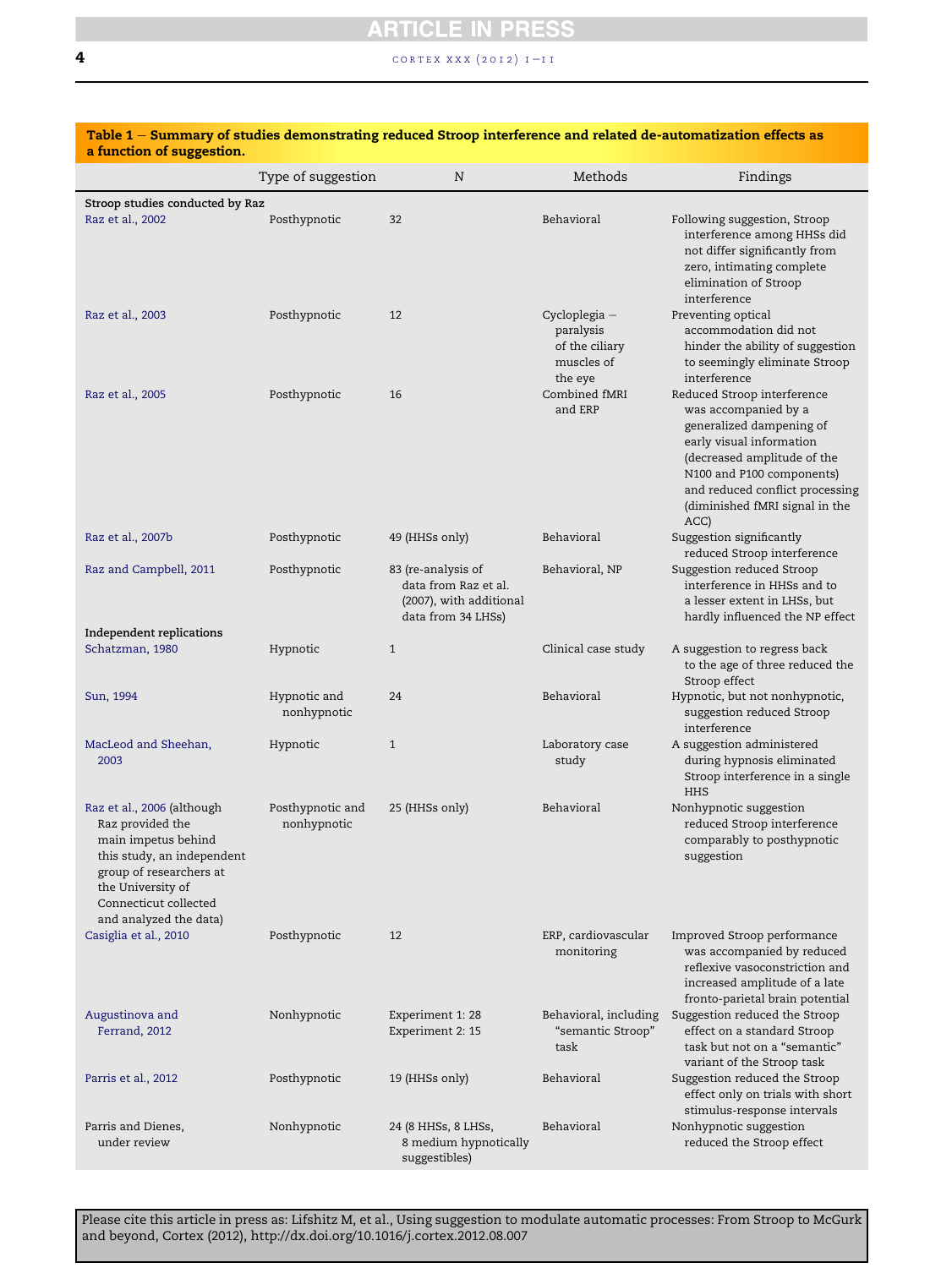**Table 1 – Summary of studies demonstrating reduced Stroop interference and related de-automatization effects as a function of suggestion.**

| | Type of suggestion | N | Methods | Findings |
|---|---|---|---|---|
| **Stroop studies conducted by Raz** | | | | |
| Raz et al., 2002 | Posthypnotic | 32 | Behavioral | Following suggestion, Stroop interference among HHSs did not differ significantly from zero, intimating complete elimination of Stroop interference |
| Raz et al., 2003 | Posthypnotic | 12 | Cycloplegia – paralysis of the ciliary muscles of the eye | Preventing optical accommodation did not hinder the ability of suggestion to seemingly eliminate Stroop interference |
| Raz et al., 2005 | Posthypnotic | 16 | Combined fMRI and ERP | Reduced Stroop interference was accompanied by a generalized dampening of early visual information (decreased amplitude of the N100 and P100 components) and reduced conflict processing (diminished fMRI signal in the ACC) |
| Raz et al., 2007b | Posthypnotic | 49 (HHSs only) | Behavioral | Suggestion significantly reduced Stroop interference |
| Raz and Campbell, 2011 | Posthypnotic | 83 (re-analysis of data from Raz et al. (2007), with additional data from 34 LHSs) | Behavioral, NP | Suggestion reduced Stroop interference in HHSs and to a lesser extent in LHSs, but hardly influenced the NP effect |
| **Independent replications** | | | | |
| Schatzman, 1980 | Hypnotic | 1 | Clinical case study | A suggestion to regress back to the age of three reduced the Stroop effect |
| Sun, 1994 | Hypnotic and nonhypnotic | 24 | Behavioral | Hypnotic, but not nonhypnotic, suggestion reduced Stroop interference |
| MacLeod and Sheehan, 2003 | Hypnotic | 1 | Laboratory case study | A suggestion administered during hypnosis eliminated Stroop interference in a single HHS |
| Raz et al., 2006 (although Raz provided the main impetus behind this study, an independent group of researchers at the University of Connecticut collected and analyzed the data) | Posthypnotic and nonhypnotic | 25 (HHSs only) | Behavioral | Nonhypnotic suggestion reduced Stroop interference comparably to posthypnotic suggestion |
| Casiglia et al., 2010 | Posthypnotic | 12 | ERP, cardiovascular monitoring | Improved Stroop performance was accompanied by reduced reflexive vasoconstriction and increased amplitude of a late fronto-parietal brain potential |
| Augustinova and Ferrand, 2012 | Nonhypnotic | Experiment 1: 28<br>Experiment 2: 15 | Behavioral, including "semantic Stroop" task | Suggestion reduced the Stroop effect on a standard Stroop task but not on a "semantic" variant of the Stroop task |
| Parris et al., 2012 | Posthypnotic | 19 (HHSs only) | Behavioral | Suggestion reduced the Stroop effect only on trials with short stimulus-response intervals |
| Parris and Dienes, under review | Nonhypnotic | 24 (8 HHSs, 8 LHSs, 8 medium hypnotically suggestibles) | Behavioral | Nonhypnotic suggestion reduced the Stroop effect |

Please cite this article in press as: Lifshitz M, et al., Using suggestion to modulate automatic processes: From Stroop to McGurk and beyond, Cortex (2012), http://dx.doi.org/10.1016/j.cortex.2012.08.007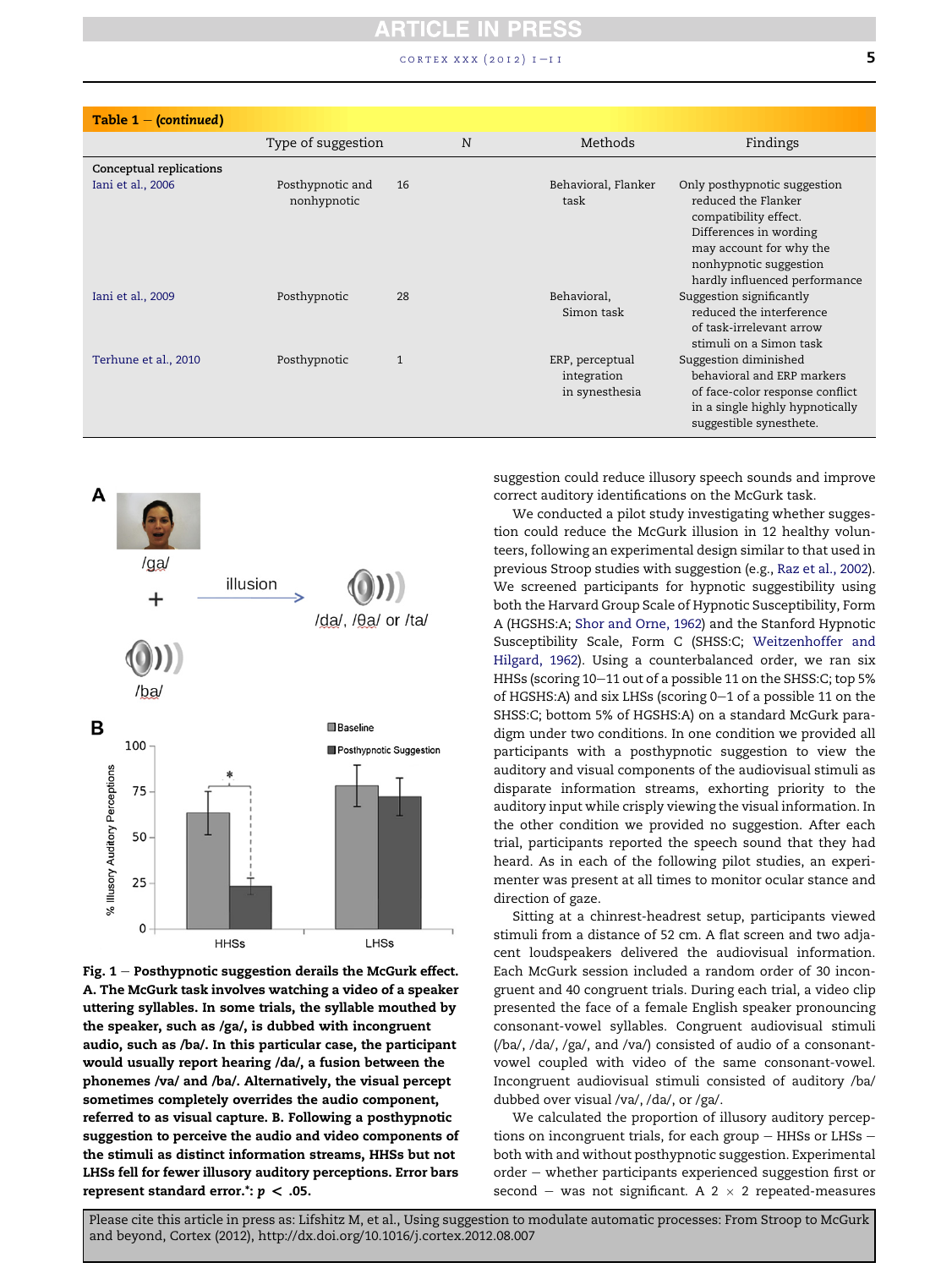**Table 1 – (continued)**

| | Type of suggestion | N | Methods | Findings |
|---|---|---|---|---|
| **Conceptual replications** | | | | |
| Iani et al., 2006 | Posthypnotic and nonhypnotic | 16 | Behavioral, Flanker task | Only posthypnotic suggestion reduced the Flanker compatibility effect. Differences in wording may account for why the nonhypnotic suggestion hardly influenced performance |
| Iani et al., 2009 | Posthypnotic | 28 | Behavioral, Simon task | Suggestion significantly reduced the interference of task-irrelevant arrow stimuli on a Simon task |
| Terhune et al., 2010 | Posthypnotic | 1 | ERP, perceptual integration in synesthesia | Suggestion diminished behavioral and ERP markers of face-color response conflict in a single highly hypnotically suggestible synesthete. |

A

/ga/

+

/ba/

illusion

/da/, /θa/ or /ta/

B

% Illusory Auditory Perceptions

100

75

50

25

0

HHSs

LHSs

Baseline

Posthypnotic Suggestion

*

**Fig. 1 – Posthypnotic suggestion derails the McGurk effect. A. The McGurk task involves watching a video of a speaker uttering syllables. In some trials, the syllable mouthed by the speaker, such as /ga/, is dubbed with incongruent audio, such as /ba/. In this particular case, the participant would usually report hearing /da/, a fusion between the phonemes /va/ and /ba/. Alternatively, the visual percept sometimes completely overrides the audio component, referred to as visual capture. B. Following a posthypnotic suggestion to perceive the audio and video components of the stimuli as distinct information streams, HHSs but not LHSs fell for fewer illusory auditory perceptions. Error bars represent standard error.*: $p < .05$.**

suggestion could reduce illusory speech sounds and improve correct auditory identifications on the McGurk task.

We conducted a pilot study investigating whether suggestion could reduce the McGurk illusion in 12 healthy volunteers, following an experimental design similar to that used in previous Stroop studies with suggestion (e.g., Raz et al., 2002). We screened participants for hypnotic suggestibility using both the Harvard Group Scale of Hypnotic Susceptibility, Form A (HGSHS:A; Shor and Orne, 1962) and the Stanford Hypnotic Susceptibility Scale, Form C (SHSS:C; Weitzenhoffer and Hilgard, 1962). Using a counterbalanced order, we ran six HHSs (scoring 10–11 out of a possible 11 on the SHSS:C; top 5% of HGSHS:A) and six LHSs (scoring 0–1 of a possible 11 on the SHSS:C; bottom 5% of HGSHS:A) on a standard McGurk paradigm under two conditions. In one condition we provided all participants with a posthypnotic suggestion to view the auditory and visual components of the audiovisual stimuli as disparate information streams, exhorting priority to the auditory input while crisply viewing the visual information. In the other condition we provided no suggestion. After each trial, participants reported the speech sound that they had heard. As in each of the following pilot studies, an experimenter was present at all times to monitor ocular stance and direction of gaze.

Sitting at a chinrest-headrest setup, participants viewed stimuli from a distance of 52 cm. A flat screen and two adjacent loudspeakers delivered the audiovisual information. Each McGurk session included a random order of 30 incongruent and 40 congruent trials. During each trial, a video clip presented the face of a female English speaker pronouncing consonant-vowel syllables. Congruent audiovisual stimuli (/ba/, /da/, /ga/, and /va/) consisted of audio of a consonant-vowel coupled with video of the same consonant-vowel. Incongruent audiovisual stimuli consisted of auditory /ba/ dubbed over visual /va/, /da/, or /ga/.

We calculated the proportion of illusory auditory perceptions on incongruent trials, for each group – HHSs or LHSs – both with and without posthypnotic suggestion. Experimental order – whether participants experienced suggestion first or second – was not significant. A 2 × 2 repeated-measures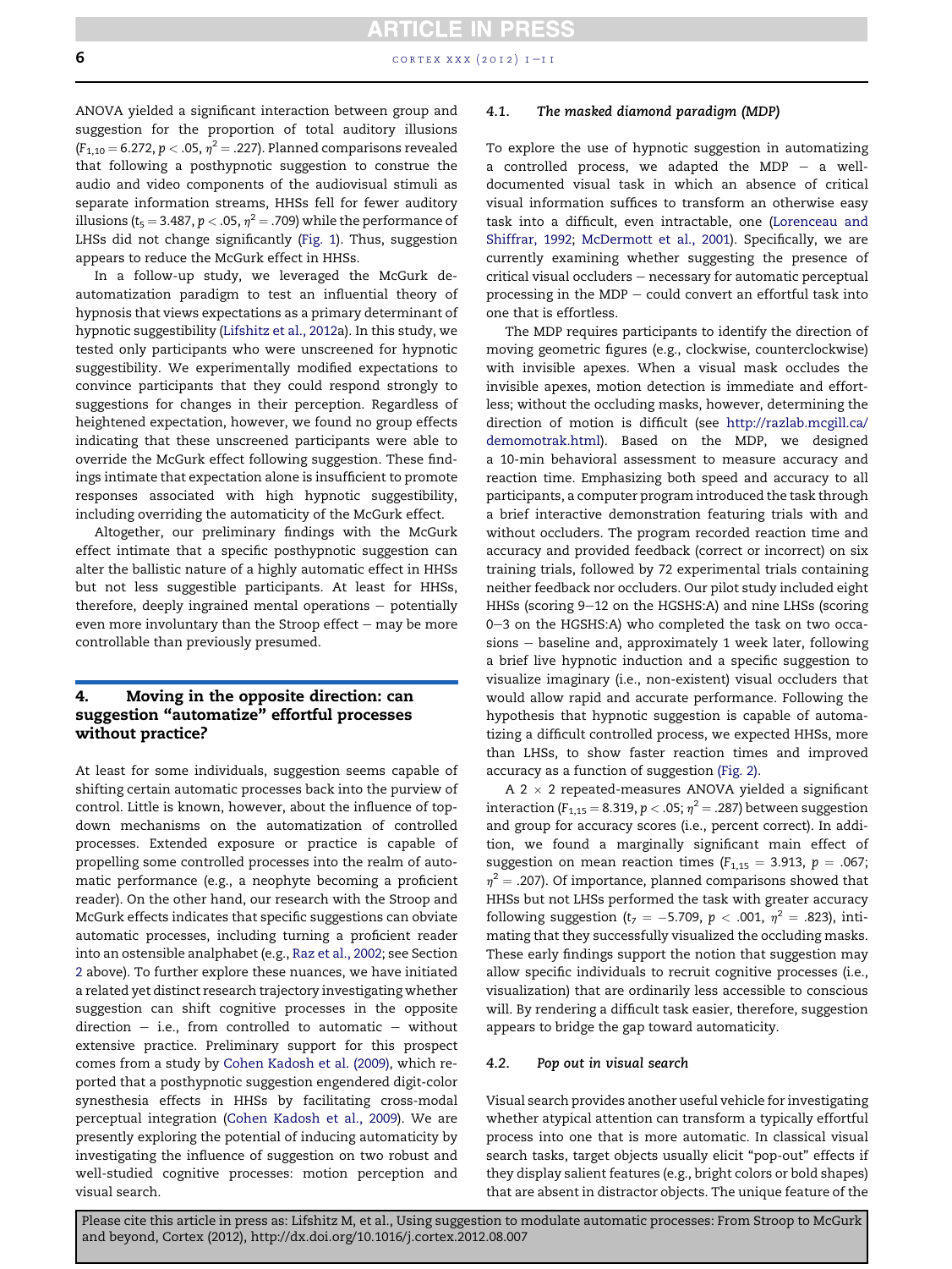ANOVA yielded a significant interaction between group and suggestion for the proportion of total auditory illusions ($F_{1,10} = 6.272$, $p < .05$, $\eta^2 = .227$). Planned comparisons revealed that following a posthypnotic suggestion to construe the audio and video components of the audiovisual stimuli as separate information streams, HHSs fell for fewer auditory illusions ($t_5 = 3.487$, $p < .05$, $\eta^2 = .709$) while the performance of LHSs did not change significantly (Fig. 1). Thus, suggestion appears to reduce the McGurk effect in HHSs.

In a follow-up study, we leveraged the McGurk de-automatization paradigm to test an influential theory of hypnosis that views expectations as a primary determinant of hypnotic suggestibility (Lifshitz et al., 2012a). In this study, we tested only participants who were unscreened for hypnotic suggestibility. We experimentally modified expectations to convince participants that they could respond strongly to suggestions for changes in their perception. Regardless of heightened expectation, however, we found no group effects indicating that these unscreened participants were able to override the McGurk effect following suggestion. These findings intimate that expectation alone is insufficient to promote responses associated with high hypnotic suggestibility, including overriding the automaticity of the McGurk effect.

Altogether, our preliminary findings with the McGurk effect intimate that a specific posthypnotic suggestion can alter the ballistic nature of a highly automatic effect in HHSs but not less suggestible participants. At least for HHSs, therefore, deeply ingrained mental operations – potentially even more involuntary than the Stroop effect – may be more controllable than previously presumed.

## 4. Moving in the opposite direction: can suggestion "automatize" effortful processes without practice?

At least for some individuals, suggestion seems capable of shifting certain automatic processes back into the purview of control. Little is known, however, about the influence of top-down mechanisms on the automatization of controlled processes. Extended exposure or practice is capable of propelling some controlled processes into the realm of automatic performance (e.g., a neophyte becoming a proficient reader). On the other hand, our research with the Stroop and McGurk effects indicates that specific suggestions can obviate automatic processes, including turning a proficient reader into an ostensible analphabet (e.g., Raz et al., 2002; see Section 2 above). To further explore these nuances, we have initiated a related yet distinct research trajectory investigating whether suggestion can shift cognitive processes in the opposite direction – i.e., from controlled to automatic – without extensive practice. Preliminary support for this prospect comes from a study by Cohen Kadosh et al. (2009), which reported that a posthypnotic suggestion engendered digit-color synesthesia effects in HHSs by facilitating cross-modal perceptual integration (Cohen Kadosh et al., 2009). We are presently exploring the potential of inducing automaticity by investigating the influence of suggestion on two robust and well-studied cognitive processes: motion perception and visual search.

### 4.1. The masked diamond paradigm (MDP)

To explore the use of hypnotic suggestion in automatizing a controlled process, we adapted the MDP – a well-documented visual task in which an absence of critical visual information suffices to transform an otherwise easy task into a difficult, even intractable, one (Lorenceau and Shiffrar, 1992; McDermott et al., 2001). Specifically, we are currently examining whether suggesting the presence of critical visual occluders – necessary for automatic perceptual processing in the MDP – could convert an effortful task into one that is effortless.

The MDP requires participants to identify the direction of moving geometric figures (e.g., clockwise, counterclockwise) with invisible apexes. When a visual mask occludes the invisible apexes, motion detection is immediate and effortless; without the occluding masks, however, determining the direction of motion is difficult (see http://razlab.mcgill.ca/demomotrak.html). Based on the MDP, we designed a 10-min behavioral assessment to measure accuracy and reaction time. Emphasizing both speed and accuracy to all participants, a computer program introduced the task through a brief interactive demonstration featuring trials with and without occluders. The program recorded reaction time and accuracy and provided feedback (correct or incorrect) on six training trials, followed by 72 experimental trials containing neither feedback nor occluders. Our pilot study included eight HHSs (scoring 9–12 on the HGSHS:A) and nine LHSs (scoring 0–3 on the HGSHS:A) who completed the task on two occasions – baseline and, approximately 1 week later, following a brief live hypnotic induction and a specific suggestion to visualize imaginary (i.e., non-existent) visual occluders that would allow rapid and accurate performance. Following the hypothesis that hypnotic suggestion is capable of automatizing a difficult controlled process, we expected HHSs, more than LHSs, to show faster reaction times and improved accuracy as a function of suggestion (Fig. 2).

A 2 × 2 repeated-measures ANOVA yielded a significant interaction ($F_{1,15} = 8.319$, $p < .05$; $\eta^2 = .287$) between suggestion and group for accuracy scores (i.e., percent correct). In addition, we found a marginally significant main effect of suggestion on mean reaction times ($F_{1,15} = 3.913$, $p = .067$; $\eta^2 = .207$). Of importance, planned comparisons showed that HHSs but not LHSs performed the task with greater accuracy following suggestion ($t_7 = -5.709$, $p < .001$, $\eta^2 = .823$), intimating that they successfully visualized the occluding masks. These early findings support the notion that suggestion may allow specific individuals to recruit cognitive processes (i.e., visualization) that are ordinarily less accessible to conscious will. By rendering a difficult task easier, therefore, suggestion appears to bridge the gap toward automaticity.

### 4.2. Pop out in visual search

Visual search provides another useful vehicle for investigating whether atypical attention can transform a typically effortful process into one that is more automatic. In classical visual search tasks, target objects usually elicit "pop-out" effects if they display salient features (e.g., bright colors or bold shapes) that are absent in distractor objects. The unique feature of the

Please cite this article in press as: Lifshitz M, et al., Using suggestion to modulate automatic processes: From Stroop to McGurk and beyond, Cortex (2012), http://dx.doi.org/10.1016/j.cortex.2012.08.007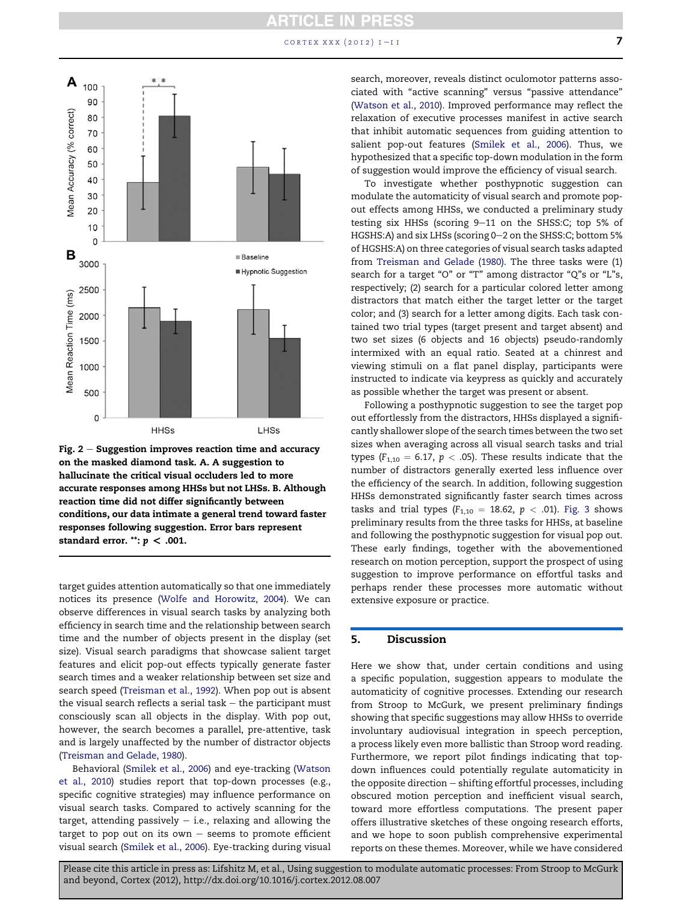A

100
90
80
70
60
50
40
30
20
10
0

Mean Accuracy (% correct)

* *

B

3000
2500
2000
1500
1000
500
0

Mean Reaction Time (ms)

Baseline

Hypnotic Suggestion

HHSs

LHSs

**Fig. 2 – Suggestion improves reaction time and accuracy on the masked diamond task. A. A suggestion to hallucinate the critical visual occluders led to more accurate responses among HHSs but not LHSs. B. Although reaction time did not differ significantly between conditions, our data intimate a general trend toward faster responses following suggestion. Error bars represent standard error. **: $p < .001$.**

target guides attention automatically so that one immediately notices its presence (Wolfe and Horowitz, 2004). We can observe differences in visual search tasks by analyzing both efficiency in search time and the relationship between search time and the number of objects present in the display (set size). Visual search paradigms that showcase salient target features and elicit pop-out effects typically generate faster search times and a weaker relationship between set size and search speed (Treisman et al., 1992). When pop out is absent the visual search reflects a serial task – the participant must consciously scan all objects in the display. With pop out, however, the search becomes a parallel, pre-attentive, task and is largely unaffected by the number of distractor objects (Treisman and Gelade, 1980).

Behavioral (Smilek et al., 2006) and eye-tracking (Watson et al., 2010) studies report that top-down processes (e.g., specific cognitive strategies) may influence performance on visual search tasks. Compared to actively scanning for the target, attending passively – i.e., relaxing and allowing the target to pop out on its own – seems to promote efficient visual search (Smilek et al., 2006). Eye-tracking during visual search, moreover, reveals distinct oculomotor patterns associated with "active scanning" versus "passive attendance" (Watson et al., 2010). Improved performance may reflect the relaxation of executive processes manifest in active search that inhibit automatic sequences from guiding attention to salient pop-out features (Smilek et al., 2006). Thus, we hypothesized that a specific top-down modulation in the form of suggestion would improve the efficiency of visual search.

To investigate whether posthypnotic suggestion can modulate the automaticity of visual search and promote pop-out effects among HHSs, we conducted a preliminary study testing six HHSs (scoring 9–11 on the SHSS:C; top 5% of HGSHS:A) and six LHSs (scoring 0–2 on the SHSS:C; bottom 5% of HGSHS:A) on three categories of visual search tasks adapted from Treisman and Gelade (1980). The three tasks were (1) search for a target "O" or "T" among distractor "Q"s or "L"s, respectively; (2) search for a particular colored letter among distractors that match either the target letter or the target color; and (3) search for a letter among digits. Each task contained two trial types (target present and target absent) and two set sizes (6 objects and 16 objects) pseudo-randomly intermixed with an equal ratio. Seated at a chinrest and viewing stimuli on a flat panel display, participants were instructed to indicate via keypress as quickly and accurately as possible whether the target was present or absent.

Following a posthypnotic suggestion to see the target pop out effortlessly from the distractors, HHSs displayed a significantly shallower slope of the search times between the two set sizes when averaging across all visual search tasks and trial types ($F_{1,10} = 6.17$, $p < .05$). These results indicate that the number of distractors generally exerted less influence over the efficiency of the search. In addition, following suggestion HHSs demonstrated significantly faster search times across tasks and trial types ($F_{1,10} = 18.62$, $p < .01$). Fig. 3 shows preliminary results from the three tasks for HHSs, at baseline and following the posthypnotic suggestion for visual pop out. These early findings, together with the abovementioned research on motion perception, support the prospect of using suggestion to improve performance on effortful tasks and perhaps render these processes more automatic without extensive exposure or practice.

## 5. Discussion

Here we show that, under certain conditions and using a specific population, suggestion appears to modulate the automaticity of cognitive processes. Extending our research from Stroop to McGurk, we present preliminary findings showing that specific suggestions may allow HHSs to override involuntary audiovisual integration in speech perception, a process likely even more ballistic than Stroop word reading. Furthermore, we report pilot findings indicating that top-down influences could potentially regulate automaticity in the opposite direction – shifting effortful processes, including obscured motion perception and inefficient visual search, toward more effortless computations. The present paper offers illustrative sketches of these ongoing research efforts, and we hope to soon publish comprehensive experimental reports on these themes. Moreover, while we have considered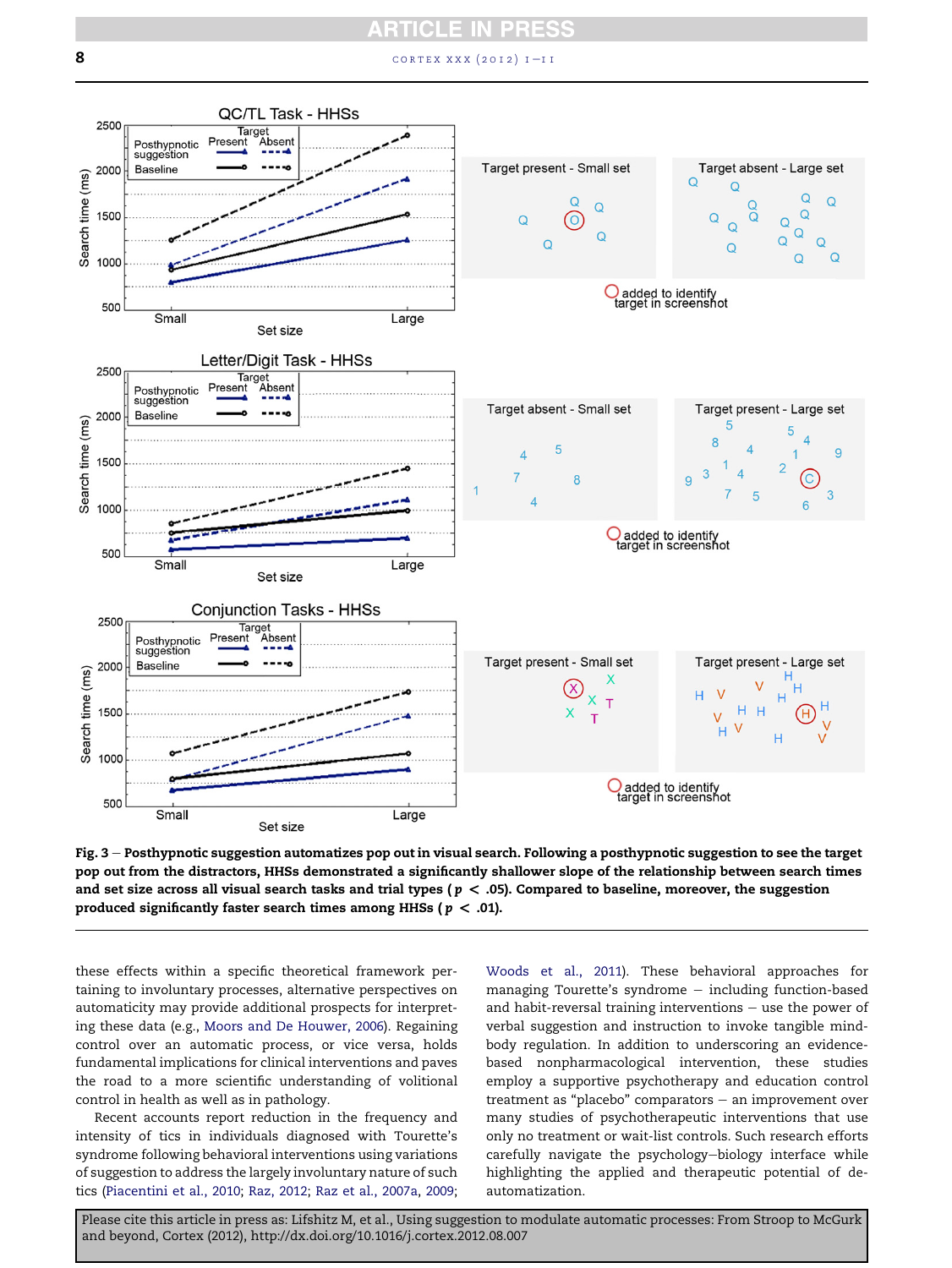QC/TL Task - HHSs

2500
2000
1500
1000
500

Search time (ms)

Target
Posthypnotic suggestion
Baseline
Present
Absent

Small
Large
Set size

Target present - Small set

Target absent - Large set

added to identify target in screenshot

Letter/Digit Task - HHSs

2500
2000
1500
1000
500

Search time (ms)

Target
Posthypnotic suggestion
Baseline
Present
Absent

Small
Large
Set size

Target absent - Small set

Target present - Large set

added to identify target in screenshot

Conjunction Tasks - HHSs

2500
2000
1500
1000
500

Search time (ms)

Target
Posthypnotic suggestion
Baseline
Present
Absent

Small
Large
Set size

Target present - Small set

Target present - Large set

added to identify target in screenshot

**Fig. 3 – Posthypnotic suggestion automatizes pop out in visual search. Following a posthypnotic suggestion to see the target pop out from the distractors, HHSs demonstrated a significantly shallower slope of the relationship between search times and set size across all visual search tasks and trial types ($p < .05$). Compared to baseline, moreover, the suggestion produced significantly faster search times among HHSs ($p < .01$).**

these effects within a specific theoretical framework pertaining to involuntary processes, alternative perspectives on automaticity may provide additional prospects for interpreting these data (e.g., Moors and De Houwer, 2006). Regaining control over an automatic process, or vice versa, holds fundamental implications for clinical interventions and paves the road to a more scientific understanding of volitional control in health as well as in pathology.

Recent accounts report reduction in the frequency and intensity of tics in individuals diagnosed with Tourette's syndrome following behavioral interventions using variations of suggestion to address the largely involuntary nature of such tics (Piacentini et al., 2010; Raz, 2012; Raz et al., 2007a, 2009; Woods et al., 2011). These behavioral approaches for managing Tourette's syndrome – including function-based and habit-reversal training interventions – use the power of verbal suggestion and instruction to invoke tangible mind-body regulation. In addition to underscoring an evidence-based nonpharmacological intervention, these studies employ a supportive psychotherapy and education control treatment as "placebo" comparators – an improvement over many studies of psychotherapeutic interventions that use only no treatment or wait-list controls. Such research efforts carefully navigate the psychology–biology interface while highlighting the applied and therapeutic potential of de-automatization.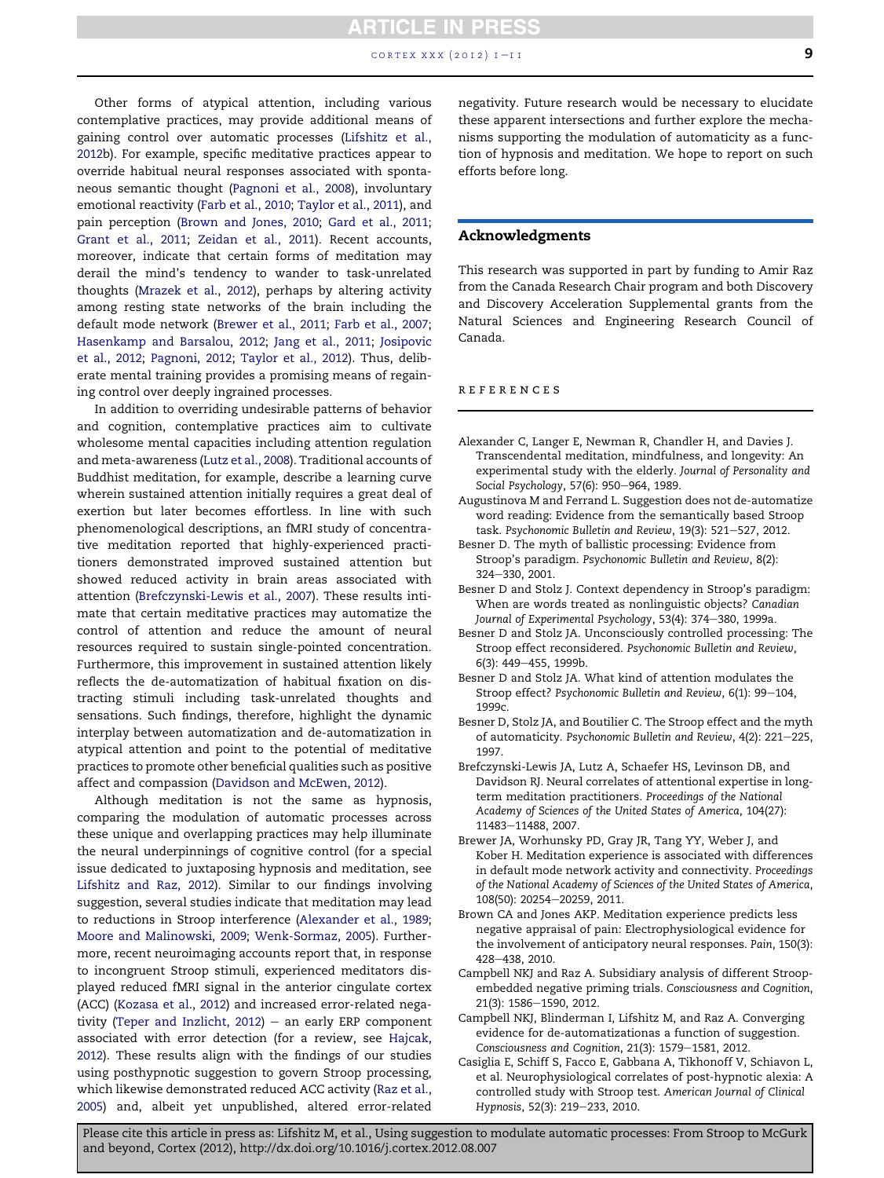Other forms of atypical attention, including various contemplative practices, may provide additional means of gaining control over automatic processes (Lifshitz et al., 2012b). For example, specific meditative practices appear to override habitual neural responses associated with spontaneous semantic thought (Pagnoni et al., 2008), involuntary emotional reactivity (Farb et al., 2010; Taylor et al., 2011), and pain perception (Brown and Jones, 2010; Gard et al., 2011; Grant et al., 2011; Zeidan et al., 2011). Recent accounts, moreover, indicate that certain forms of meditation may derail the mind's tendency to wander to task-unrelated thoughts (Mrazek et al., 2012), perhaps by altering activity among resting state networks of the brain including the default mode network (Brewer et al., 2011; Farb et al., 2007; Hasenkamp and Barsalou, 2012; Jang et al., 2011; Josipovic et al., 2012; Pagnoni, 2012; Taylor et al., 2012). Thus, deliberate mental training provides a promising means of regaining control over deeply ingrained processes.

In addition to overriding undesirable patterns of behavior and cognition, contemplative practices aim to cultivate wholesome mental capacities including attention regulation and meta-awareness (Lutz et al., 2008). Traditional accounts of Buddhist meditation, for example, describe a learning curve wherein sustained attention initially requires a great deal of exertion but later becomes effortless. In line with such phenomenological descriptions, an fMRI study of concentrative meditation reported that highly-experienced practitioners demonstrated improved sustained attention but showed reduced activity in brain areas associated with attention (Brefczynski-Lewis et al., 2007). These results intimate that certain meditative practices may automatize the control of attention and reduce the amount of neural resources required to sustain single-pointed concentration. Furthermore, this improvement in sustained attention likely reflects the de-automatization of habitual fixation on distracting stimuli including task-unrelated thoughts and sensations. Such findings, therefore, highlight the dynamic interplay between automatization and de-automatization in atypical attention and point to the potential of meditative practices to promote other beneficial qualities such as positive affect and compassion (Davidson and McEwen, 2012).

Although meditation is not the same as hypnosis, comparing the modulation of automatic processes across these unique and overlapping practices may help illuminate the neural underpinnings of cognitive control (for a special issue dedicated to juxtaposing hypnosis and meditation, see Lifshitz and Raz, 2012). Similar to our findings involving suggestion, several studies indicate that meditation may lead to reductions in Stroop interference (Alexander et al., 1989; Moore and Malinowski, 2009; Wenk-Sormaz, 2005). Furthermore, recent neuroimaging accounts report that, in response to incongruent Stroop stimuli, experienced meditators displayed reduced fMRI signal in the anterior cingulate cortex (ACC) (Kozasa et al., 2012) and increased error-related negativity (Teper and Inzlicht, 2012) – an early ERP component associated with error detection (for a review, see Hajcak, 2012). These results align with the findings of our studies using posthypnotic suggestion to govern Stroop processing, which likewise demonstrated reduced ACC activity (Raz et al., 2005) and, albeit yet unpublished, altered error-related negativity. Future research would be necessary to elucidate these apparent intersections and further explore the mechanisms supporting the modulation of automaticity as a function of hypnosis and meditation. We hope to report on such efforts before long.

## Acknowledgments

This research was supported in part by funding to Amir Raz from the Canada Research Chair program and both Discovery and Discovery Acceleration Supplemental grants from the Natural Sciences and Engineering Research Council of Canada.

## REFERENCES

Alexander C, Langer E, Newman R, Chandler H, and Davies J. Transcendental meditation, mindfulness, and longevity: An experimental study with the elderly. *Journal of Personality and Social Psychology*, 57(6): 950–964, 1989.

Augustinova M and Ferrand L. Suggestion does not de-automatize word reading: Evidence from the semantically based Stroop task. *Psychonomic Bulletin and Review*, 19(3): 521–527, 2012.

Besner D. The myth of ballistic processing: Evidence from Stroop's paradigm. *Psychonomic Bulletin and Review*, 8(2): 324–330, 2001.

Besner D and Stolz J. Context dependency in Stroop's paradigm: When are words treated as nonlinguistic objects? *Canadian Journal of Experimental Psychology*, 53(4): 374–380, 1999a.

Besner D and Stolz JA. Unconsciously controlled processing: The Stroop effect reconsidered. *Psychonomic Bulletin and Review*, 6(3): 449–455, 1999b.

Besner D and Stolz JA. What kind of attention modulates the Stroop effect? *Psychonomic Bulletin and Review*, 6(1): 99–104, 1999c.

Besner D, Stolz JA, and Boutilier C. The Stroop effect and the myth of automaticity. *Psychonomic Bulletin and Review*, 4(2): 221–225, 1997.

Brefczynski-Lewis JA, Lutz A, Schaefer HS, Levinson DB, and Davidson RJ. Neural correlates of attentional expertise in long-term meditation practitioners. *Proceedings of the National Academy of Sciences of the United States of America*, 104(27): 11483–11488, 2007.

Brewer JA, Worhunsky PD, Gray JR, Tang YY, Weber J, and Kober H. Meditation experience is associated with differences in default mode network activity and connectivity. *Proceedings of the National Academy of Sciences of the United States of America*, 108(50): 20254–20259, 2011.

Brown CA and Jones AKP. Meditation experience predicts less negative appraisal of pain: Electrophysiological evidence for the involvement of anticipatory neural responses. *Pain*, 150(3): 428–438, 2010.

Campbell NKJ and Raz A. Subsidiary analysis of different Stroop-embedded negative priming trials. *Consciousness and Cognition*, 21(3): 1586–1590, 2012.

Campbell NKJ, Blinderman I, Lifshitz M, and Raz A. Converging evidence for de-automatizationas a function of suggestion. *Consciousness and Cognition*, 21(3): 1579–1581, 2012.

Casiglia E, Schiff S, Facco E, Gabbana A, Tikhonoff V, Schiavon L, et al. Neurophysiological correlates of post-hypnotic alexia: A controlled study with Stroop test. *American Journal of Clinical Hypnosis*, 52(3): 219–233, 2010.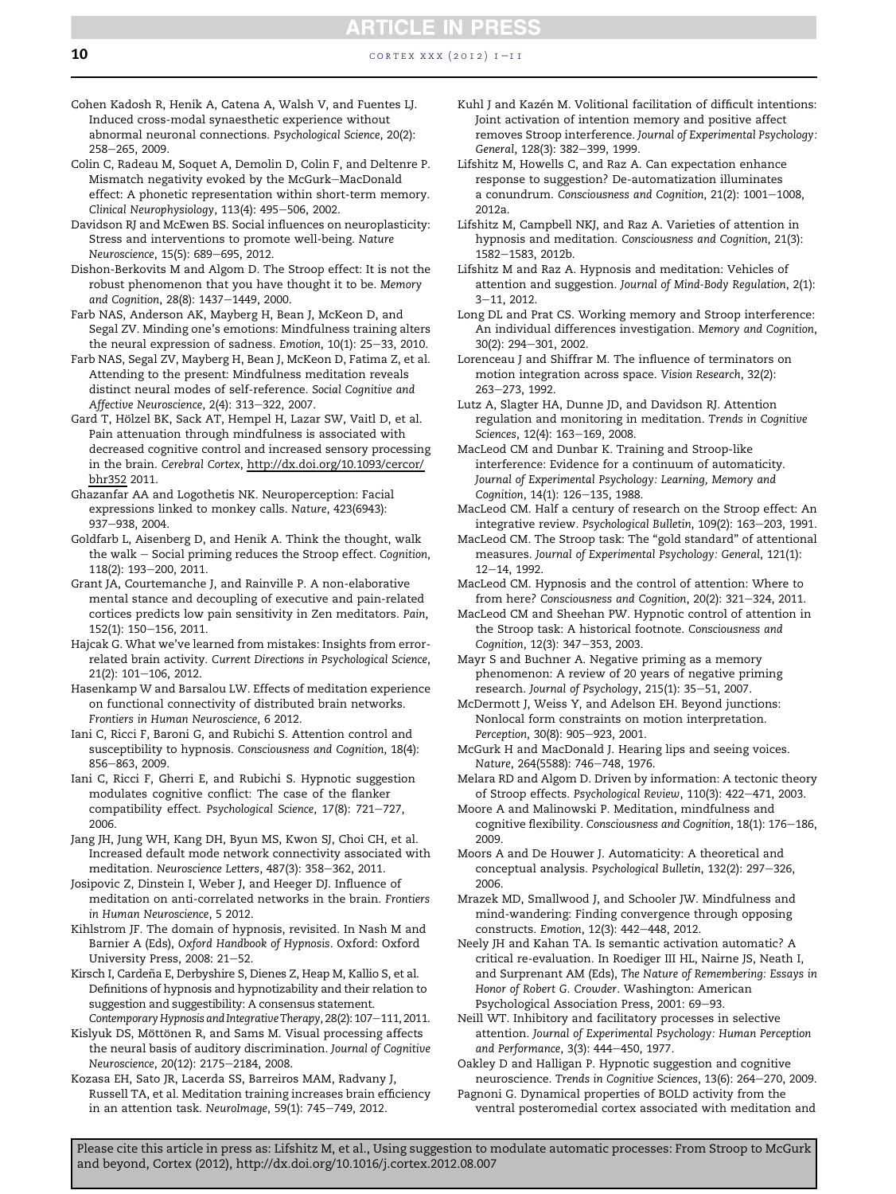Cohen Kadosh R, Henik A, Catena A, Walsh V, and Fuentes LJ. Induced cross-modal synaesthetic experience without abnormal neuronal connections. *Psychological Science*, 20(2): 258–265, 2009.

Colin C, Radeau M, Soquet A, Demolin D, Colin F, and Deltenre P. Mismatch negativity evoked by the McGurk–MacDonald effect: A phonetic representation within short-term memory. *Clinical Neurophysiology*, 113(4): 495–506, 2002.

Davidson RJ and McEwen BS. Social influences on neuroplasticity: Stress and interventions to promote well-being. *Nature Neuroscience*, 15(5): 689–695, 2012.

Dishon-Berkovits M and Algom D. The Stroop effect: It is not the robust phenomenon that you have thought it to be. *Memory and Cognition*, 28(8): 1437–1449, 2000.

Farb NAS, Anderson AK, Mayberg H, Bean J, McKeon D, and Segal ZV. Minding one's emotions: Mindfulness training alters the neural expression of sadness. *Emotion*, 10(1): 25–33, 2010.

Farb NAS, Segal ZV, Mayberg H, Bean J, McKeon D, Fatima Z, et al. Attending to the present: Mindfulness meditation reveals distinct neural modes of self-reference. *Social Cognitive and Affective Neuroscience*, 2(4): 313–322, 2007.

Gard T, Hölzel BK, Sack AT, Hempel H, Lazar SW, Vaitl D, et al. Pain attenuation through mindfulness is associated with decreased cognitive control and increased sensory processing in the brain. *Cerebral Cortex*, http://dx.doi.org/10.1093/cercor/bhr352 2011.

Ghazanfar AA and Logothetis NK. Neuroperception: Facial expressions linked to monkey calls. *Nature*, 423(6943): 937–938, 2004.

Goldfarb L, Aisenberg D, and Henik A. Think the thought, walk the walk – Social priming reduces the Stroop effect. *Cognition*, 118(2): 193–200, 2011.

Grant JA, Courtemanche J, and Rainville P. A non-elaborative mental stance and decoupling of executive and pain-related cortices predicts low pain sensitivity in Zen meditators. *Pain*, 152(1): 150–156, 2011.

Hajcak G. What we've learned from mistakes: Insights from error-related brain activity. *Current Directions in Psychological Science*, 21(2): 101–106, 2012.

Hasenkamp W and Barsalou LW. Effects of meditation experience on functional connectivity of distributed brain networks. *Frontiers in Human Neuroscience*, 6 2012.

Iani C, Ricci F, Baroni G, and Rubichi S. Attention control and susceptibility to hypnosis. *Consciousness and Cognition*, 18(4): 856–863, 2009.

Iani C, Ricci F, Gherri E, and Rubichi S. Hypnotic suggestion modulates cognitive conflict: The case of the flanker compatibility effect. *Psychological Science*, 17(8): 721–727, 2006.

Jang JH, Jung WH, Kang DH, Byun MS, Kwon SJ, Choi CH, et al. Increased default mode network connectivity associated with meditation. *Neuroscience Letters*, 487(3): 358–362, 2011.

Josipovic Z, Dinstein I, Weber J, and Heeger DJ. Influence of meditation on anti-correlated networks in the brain. *Frontiers in Human Neuroscience*, 5 2012.

Kihlstrom JF. The domain of hypnosis, revisited. In Nash M and Barnier A (Eds), *Oxford Handbook of Hypnosis*. Oxford: Oxford University Press, 2008: 21–52.

Kirsch I, Cardeña E, Derbyshire S, Dienes Z, Heap M, Kallio S, et al. Definitions of hypnosis and hypnotizability and their relation to suggestion and suggestibility: A consensus statement. *Contemporary Hypnosis and Integrative Therapy*, 28(2): 107–111, 2011.

Kislyuk DS, Möttönen R, and Sams M. Visual processing affects the neural basis of auditory discrimination. *Journal of Cognitive Neuroscience*, 20(12): 2175–2184, 2008.

Kozasa EH, Sato JR, Lacerda SS, Barreiros MAM, Radvany J, Russell TA, et al. Meditation training increases brain efficiency in an attention task. *NeuroImage*, 59(1): 745–749, 2012.

Kuhl J and Kazén M. Volitional facilitation of difficult intentions: Joint activation of intention memory and positive affect removes Stroop interference. *Journal of Experimental Psychology: General*, 128(3): 382–399, 1999.

Lifshitz M, Howells C, and Raz A. Can expectation enhance response to suggestion? De-automatization illuminates a conundrum. *Consciousness and Cognition*, 21(2): 1001–1008, 2012a.

Lifshitz M, Campbell NKJ, and Raz A. Varieties of attention in hypnosis and meditation. *Consciousness and Cognition*, 21(3): 1582–1583, 2012b.

Lifshitz M and Raz A. Hypnosis and meditation: Vehicles of attention and suggestion. *Journal of Mind-Body Regulation*, 2(1): 3–11, 2012.

Long DL and Prat CS. Working memory and Stroop interference: An individual differences investigation. *Memory and Cognition*, 30(2): 294–301, 2002.

Lorenceau J and Shiffrar M. The influence of terminators on motion integration across space. *Vision Research*, 32(2): 263–273, 1992.

Lutz A, Slagter HA, Dunne JD, and Davidson RJ. Attention regulation and monitoring in meditation. *Trends in Cognitive Sciences*, 12(4): 163–169, 2008.

MacLeod CM and Dunbar K. Training and Stroop-like interference: Evidence for a continuum of automaticity. *Journal of Experimental Psychology: Learning, Memory and Cognition*, 14(1): 126–135, 1988.

MacLeod CM. Half a century of research on the Stroop effect: An integrative review. *Psychological Bulletin*, 109(2): 163–203, 1991.

MacLeod CM. The Stroop task: The "gold standard" of attentional measures. *Journal of Experimental Psychology: General*, 121(1): 12–14, 1992.

MacLeod CM. Hypnosis and the control of attention: Where to from here? *Consciousness and Cognition*, 20(2): 321–324, 2011.

MacLeod CM and Sheehan PW. Hypnotic control of attention in the Stroop task: A historical footnote. *Consciousness and Cognition*, 12(3): 347–353, 2003.

Mayr S and Buchner A. Negative priming as a memory phenomenon: A review of 20 years of negative priming research. *Journal of Psychology*, 215(1): 35–51, 2007.

McDermott J, Weiss Y, and Adelson EH. Beyond junctions: Nonlocal form constraints on motion interpretation. *Perception*, 30(8): 905–923, 2001.

McGurk H and MacDonald J. Hearing lips and seeing voices. *Nature*, 264(5588): 746–748, 1976.

Melara RD and Algom D. Driven by information: A tectonic theory of Stroop effects. *Psychological Review*, 110(3): 422–471, 2003.

Moore A and Malinowski P. Meditation, mindfulness and cognitive flexibility. *Consciousness and Cognition*, 18(1): 176–186, 2009.

Moors A and De Houwer J. Automaticity: A theoretical and conceptual analysis. *Psychological Bulletin*, 132(2): 297–326, 2006.

Mrazek MD, Smallwood J, and Schooler JW. Mindfulness and mind-wandering: Finding convergence through opposing constructs. *Emotion*, 12(3): 442–448, 2012.

Neely JH and Kahan TA. Is semantic activation automatic? A critical re-evaluation. In Roediger III HL, Nairne JS, Neath I, and Surprenant AM (Eds), *The Nature of Remembering: Essays in Honor of Robert G. Crowder*. Washington: American Psychological Association Press, 2001: 69–93.

Neill WT. Inhibitory and facilitatory processes in selective attention. *Journal of Experimental Psychology: Human Perception and Performance*, 3(3): 444–450, 1977.

Oakley D and Halligan P. Hypnotic suggestion and cognitive neuroscience. *Trends in Cognitive Sciences*, 13(6): 264–270, 2009.

Pagnoni G. Dynamical properties of BOLD activity from the ventral posteromedial cortex associated with meditation and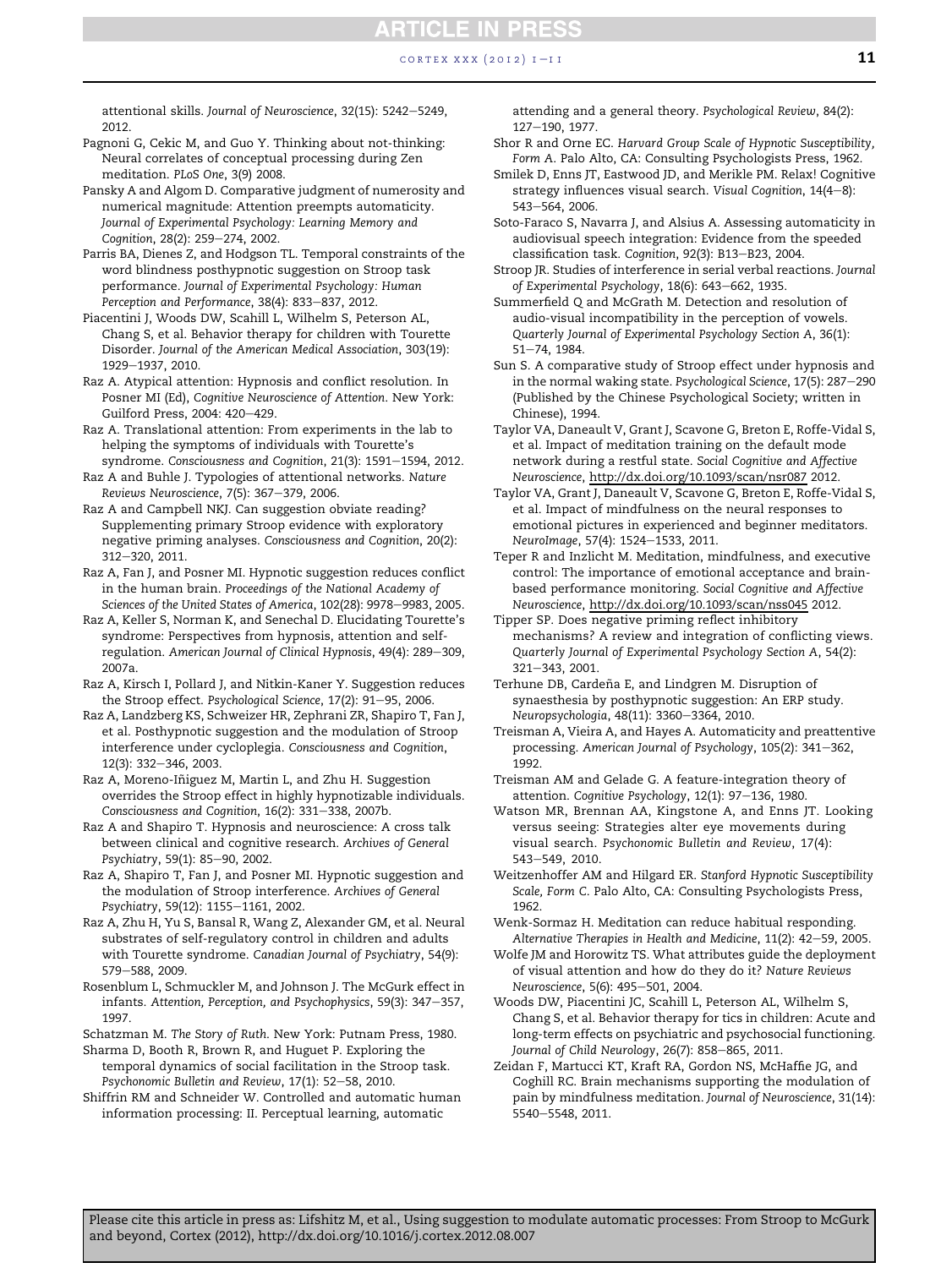attentional skills. *Journal of Neuroscience*, 32(15): 5242–5249, 2012.

Pagnoni G, Cekic M, and Guo Y. Thinking about not-thinking: Neural correlates of conceptual processing during Zen meditation. *PLoS One*, 3(9) 2008.

Pansky A and Algom D. Comparative judgment of numerosity and numerical magnitude: Attention preempts automaticity. *Journal of Experimental Psychology: Learning Memory and Cognition*, 28(2): 259–274, 2002.

Parris BA, Dienes Z, and Hodgson TL. Temporal constraints of the word blindness posthypnotic suggestion on Stroop task performance. *Journal of Experimental Psychology: Human Perception and Performance*, 38(4): 833–837, 2012.

Piacentini J, Woods DW, Scahill L, Wilhelm S, Peterson AL, Chang S, et al. Behavior therapy for children with Tourette Disorder. *Journal of the American Medical Association*, 303(19): 1929–1937, 2010.

Raz A. Atypical attention: Hypnosis and conflict resolution. In Posner MI (Ed), *Cognitive Neuroscience of Attention*. New York: Guilford Press, 2004: 420–429.

Raz A. Translational attention: From experiments in the lab to helping the symptoms of individuals with Tourette's syndrome. *Consciousness and Cognition*, 21(3): 1591–1594, 2012.

Raz A and Buhle J. Typologies of attentional networks. *Nature Reviews Neuroscience*, 7(5): 367–379, 2006.

Raz A and Campbell NKJ. Can suggestion obviate reading? Supplementing primary Stroop evidence with exploratory negative priming analyses. *Consciousness and Cognition*, 20(2): 312–320, 2011.

Raz A, Fan J, and Posner MI. Hypnotic suggestion reduces conflict in the human brain. *Proceedings of the National Academy of Sciences of the United States of America*, 102(28): 9978–9983, 2005.

Raz A, Keller S, Norman K, and Senechal D. Elucidating Tourette's syndrome: Perspectives from hypnosis, attention and self-regulation. *American Journal of Clinical Hypnosis*, 49(4): 289–309, 2007a.

Raz A, Kirsch I, Pollard J, and Nitkin-Kaner Y. Suggestion reduces the Stroop effect. *Psychological Science*, 17(2): 91–95, 2006.

Raz A, Landzberg KS, Schweizer HR, Zephrani ZR, Shapiro T, Fan J, et al. Posthypnotic suggestion and the modulation of Stroop interference under cycloplegia. *Consciousness and Cognition*, 12(3): 332–346, 2003.

Raz A, Moreno-Iñiguez M, Martin L, and Zhu H. Suggestion overrides the Stroop effect in highly hypnotizable individuals. *Consciousness and Cognition*, 16(2): 331–338, 2007b.

Raz A and Shapiro T. Hypnosis and neuroscience: A cross talk between clinical and cognitive research. *Archives of General Psychiatry*, 59(1): 85–90, 2002.

Raz A, Shapiro T, Fan J, and Posner MI. Hypnotic suggestion and the modulation of Stroop interference. *Archives of General Psychiatry*, 59(12): 1155–1161, 2002.

Raz A, Zhu H, Yu S, Bansal R, Wang Z, Alexander GM, et al. Neural substrates of self-regulatory control in children and adults with Tourette syndrome. *Canadian Journal of Psychiatry*, 54(9): 579–588, 2009.

Rosenblum L, Schmuckler M, and Johnson J. The McGurk effect in infants. *Attention, Perception, and Psychophysics*, 59(3): 347–357, 1997.

Schatzman M. *The Story of Ruth*. New York: Putnam Press, 1980.

Sharma D, Booth R, Brown R, and Huguet P. Exploring the temporal dynamics of social facilitation in the Stroop task. *Psychonomic Bulletin and Review*, 17(1): 52–58, 2010.

Shiffrin RM and Schneider W. Controlled and automatic human information processing: II. Perceptual learning, automatic attending and a general theory. *Psychological Review*, 84(2): 127–190, 1977.

Shor R and Orne EC. *Harvard Group Scale of Hypnotic Susceptibility, Form A*. Palo Alto, CA: Consulting Psychologists Press, 1962.

Smilek D, Enns JT, Eastwood JD, and Merikle PM. Relax! Cognitive strategy influences visual search. *Visual Cognition*, 14(4–8): 543–564, 2006.

Soto-Faraco S, Navarra J, and Alsius A. Assessing automaticity in audiovisual speech integration: Evidence from the speeded classification task. *Cognition*, 92(3): B13–B23, 2004.

Stroop JR. Studies of interference in serial verbal reactions. *Journal of Experimental Psychology*, 18(6): 643–662, 1935.

Summerfield Q and McGrath M. Detection and resolution of audio-visual incompatibility in the perception of vowels. *Quarterly Journal of Experimental Psychology Section A*, 36(1): 51–74, 1984.

Sun S. A comparative study of Stroop effect under hypnosis and in the normal waking state. *Psychological Science*, 17(5): 287–290 (Published by the Chinese Psychological Society; written in Chinese), 1994.

Taylor VA, Daneault V, Grant J, Scavone G, Breton E, Roffe-Vidal S, et al. Impact of meditation training on the default mode network during a restful state. *Social Cognitive and Affective Neuroscience*, http://dx.doi.org/10.1093/scan/nsr087 2012.

Taylor VA, Grant J, Daneault V, Scavone G, Breton E, Roffe-Vidal S, et al. Impact of mindfulness on the neural responses to emotional pictures in experienced and beginner meditators. *NeuroImage*, 57(4): 1524–1533, 2011.

Teper R and Inzlicht M. Meditation, mindfulness, and executive control: The importance of emotional acceptance and brain-based performance monitoring. *Social Cognitive and Affective Neuroscience*, http://dx.doi.org/10.1093/scan/nss045 2012.

Tipper SP. Does negative priming reflect inhibitory mechanisms? A review and integration of conflicting views. *Quarterly Journal of Experimental Psychology Section A*, 54(2): 321–343, 2001.

Terhune DB, Cardeña E, and Lindgren M. Disruption of synaesthesia by posthypnotic suggestion: An ERP study. *Neuropsychologia*, 48(11): 3360–3364, 2010.

Treisman A, Vieira A, and Hayes A. Automaticity and preattentive processing. *American Journal of Psychology*, 105(2): 341–362, 1992.

Treisman AM and Gelade G. A feature-integration theory of attention. *Cognitive Psychology*, 12(1): 97–136, 1980.

Watson MR, Brennan AA, Kingstone A, and Enns JT. Looking versus seeing: Strategies alter eye movements during visual search. *Psychonomic Bulletin and Review*, 17(4): 543–549, 2010.

Weitzenhoffer AM and Hilgard ER. *Stanford Hypnotic Susceptibility Scale, Form C*. Palo Alto, CA: Consulting Psychologists Press, 1962.

Wenk-Sormaz H. Meditation can reduce habitual responding. *Alternative Therapies in Health and Medicine*, 11(2): 42–59, 2005.

Wolfe JM and Horowitz TS. What attributes guide the deployment of visual attention and how do they do it? *Nature Reviews Neuroscience*, 5(6): 495–501, 2004.

Woods DW, Piacentini JC, Scahill L, Peterson AL, Wilhelm S, Chang S, et al. Behavior therapy for tics in children: Acute and long-term effects on psychiatric and psychosocial functioning. *Journal of Child Neurology*, 26(7): 858–865, 2011.

Zeidan F, Martucci KT, Kraft RA, Gordon NS, McHaffie JG, and Coghill RC. Brain mechanisms supporting the modulation of pain by mindfulness meditation. *Journal of Neuroscience*, 31(14): 5540–5548, 2011.